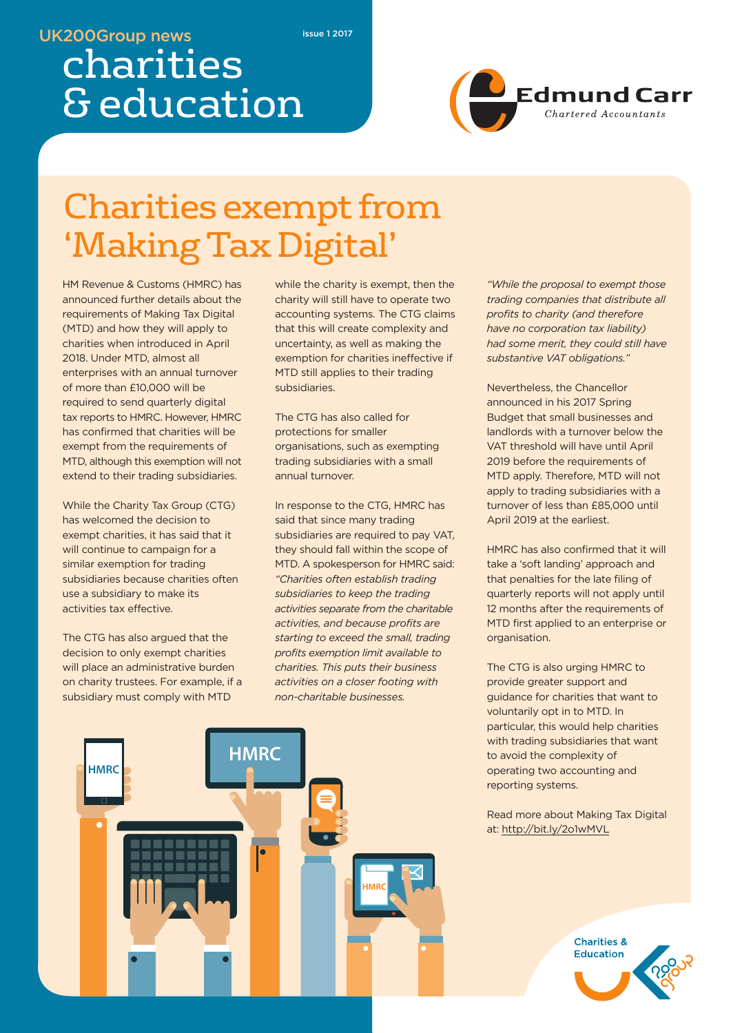UK200Group news

issue 1 2017

# charities & education

Edmund Carr
Chartered Accountants

## Charities exempt from 'Making Tax Digital'

HM Revenue & Customs (HMRC) has announced further details about the requirements of Making Tax Digital (MTD) and how they will apply to charities when introduced in April 2018. Under MTD, almost all enterprises with an annual turnover of more than £10,000 will be required to send quarterly digital tax reports to HMRC. However, HMRC has confirmed that charities will be exempt from the requirements of MTD, although this exemption will not extend to their trading subsidiaries.

While the Charity Tax Group (CTG) has welcomed the decision to exempt charities, it has said that it will continue to campaign for a similar exemption for trading subsidiaries because charities often use a subsidiary to make its activities tax effective.

The CTG has also argued that the decision to only exempt charities will place an administrative burden on charity trustees. For example, if a subsidiary must comply with MTD while the charity is exempt, then the charity will still have to operate two accounting systems. The CTG claims that this will create complexity and uncertainty, as well as making the exemption for charities ineffective if MTD still applies to their trading subsidiaries.

The CTG has also called for protections for smaller organisations, such as exempting trading subsidiaries with a small annual turnover.

In response to the CTG, HMRC has said that since many trading subsidiaries are required to pay VAT, they should fall within the scope of MTD. A spokesperson for HMRC said: *"Charities often establish trading subsidiaries to keep the trading activities separate from the charitable activities, and because profits are starting to exceed the small, trading profits exemption limit available to charities. This puts their business activities on a closer footing with non-charitable businesses.*

*"While the proposal to exempt those trading companies that distribute all profits to charity (and therefore have no corporation tax liability) had some merit, they could still have substantive VAT obligations."*

Nevertheless, the Chancellor announced in his 2017 Spring Budget that small businesses and landlords with a turnover below the VAT threshold will have until April 2019 before the requirements of MTD apply. Therefore, MTD will not apply to trading subsidiaries with a turnover of less than £85,000 until April 2019 at the earliest.

HMRC has also confirmed that it will take a 'soft landing' approach and that penalties for the late filing of quarterly reports will not apply until 12 months after the requirements of MTD first applied to an enterprise or organisation.

The CTG is also urging HMRC to provide greater support and guidance for charities that want to voluntarily opt in to MTD. In particular, this would help charities with trading subsidiaries that want to avoid the complexity of operating two accounting and reporting systems.

Read more about Making Tax Digital at: http://bit.ly/2o1wMVL

Charities & Education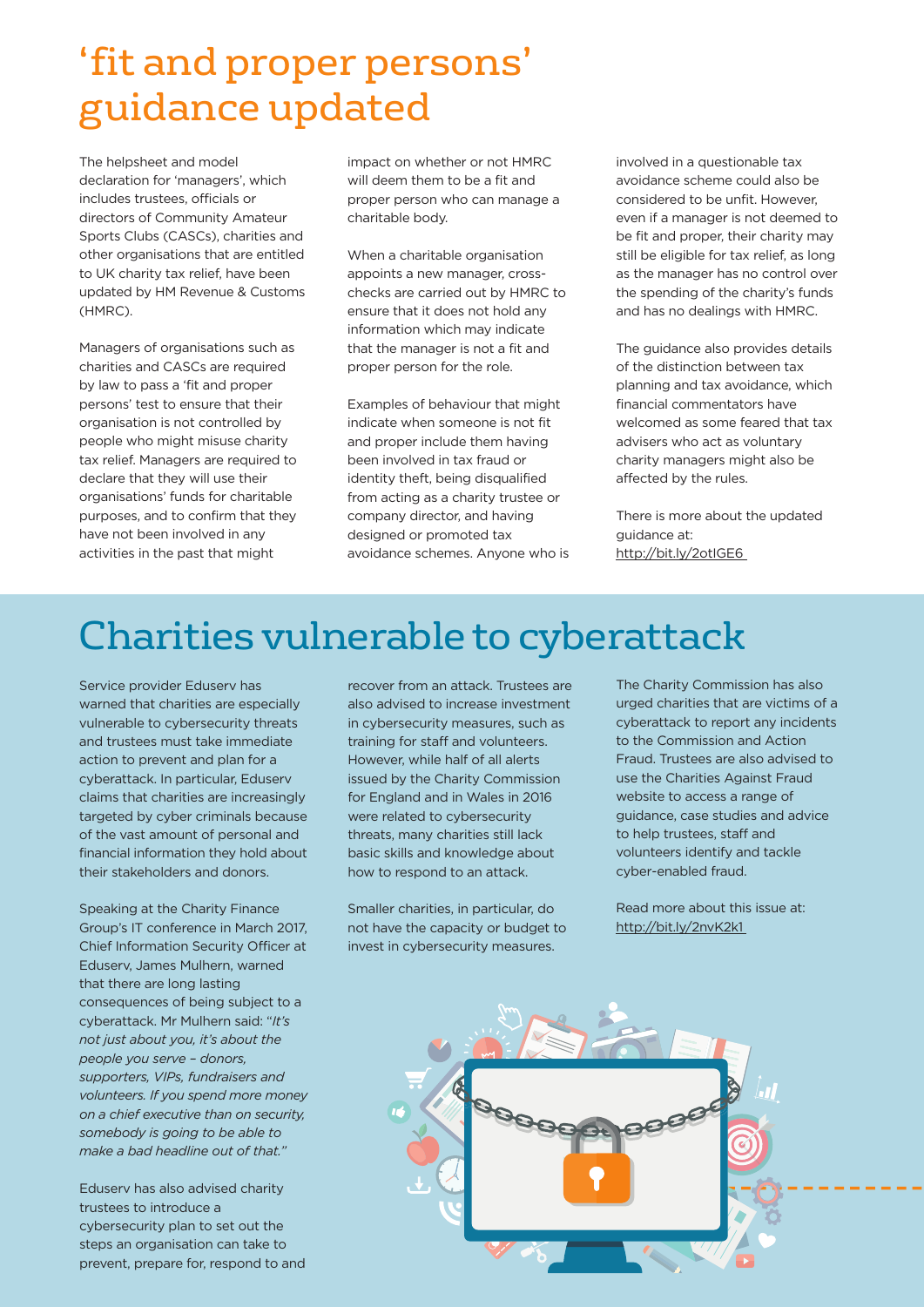# 'fit and proper persons' guidance updated

The helpsheet and model declaration for 'managers', which includes trustees, officials or directors of Community Amateur Sports Clubs (CASCs), charities and other organisations that are entitled to UK charity tax relief, have been updated by HM Revenue & Customs (HMRC).

Managers of organisations such as charities and CASCs are required by law to pass a 'fit and proper persons' test to ensure that their organisation is not controlled by people who might misuse charity tax relief. Managers are required to declare that they will use their organisations' funds for charitable purposes, and to confirm that they have not been involved in any activities in the past that might impact on whether or not HMRC will deem them to be a fit and proper person who can manage a charitable body.

When a charitable organisation appoints a new manager, cross-checks are carried out by HMRC to ensure that it does not hold any information which may indicate that the manager is not a fit and proper person for the role.

Examples of behaviour that might indicate when someone is not fit and proper include them having been involved in tax fraud or identity theft, being disqualified from acting as a charity trustee or company director, and having designed or promoted tax avoidance schemes. Anyone who is involved in a questionable tax avoidance scheme could also be considered to be unfit. However, even if a manager is not deemed to be fit and proper, their charity may still be eligible for tax relief, as long as the manager has no control over the spending of the charity's funds and has no dealings with HMRC.

The guidance also provides details of the distinction between tax planning and tax avoidance, which financial commentators have welcomed as some feared that tax advisers who act as voluntary charity managers might also be affected by the rules.

There is more about the updated guidance at: http://bit.ly/2otlGE6

# Charities vulnerable to cyberattack

Service provider Eduserv has warned that charities are especially vulnerable to cybersecurity threats and trustees must take immediate action to prevent and plan for a cyberattack. In particular, Eduserv claims that charities are increasingly targeted by cyber criminals because of the vast amount of personal and financial information they hold about their stakeholders and donors.

Speaking at the Charity Finance Group's IT conference in March 2017, Chief Information Security Officer at Eduserv, James Mulhern, warned that there are long lasting consequences of being subject to a cyberattack. Mr Mulhern said: "*It's not just about you, it's about the people you serve – donors, supporters, VIPs, fundraisers and volunteers. If you spend more money on a chief executive than on security, somebody is going to be able to make a bad headline out of that.*"

Eduserv has also advised charity trustees to introduce a cybersecurity plan to set out the steps an organisation can take to prevent, prepare for, respond to and recover from an attack. Trustees are also advised to increase investment in cybersecurity measures, such as training for staff and volunteers. However, while half of all alerts issued by the Charity Commission for England and in Wales in 2016 were related to cybersecurity threats, many charities still lack basic skills and knowledge about how to respond to an attack.

Smaller charities, in particular, do not have the capacity or budget to invest in cybersecurity measures.

The Charity Commission has also urged charities that are victims of a cyberattack to report any incidents to the Commission and Action Fraud. Trustees are also advised to use the Charities Against Fraud website to access a range of guidance, case studies and advice to help trustees, staff and volunteers identify and tackle cyber-enabled fraud.

Read more about this issue at: http://bit.ly/2nvK2k1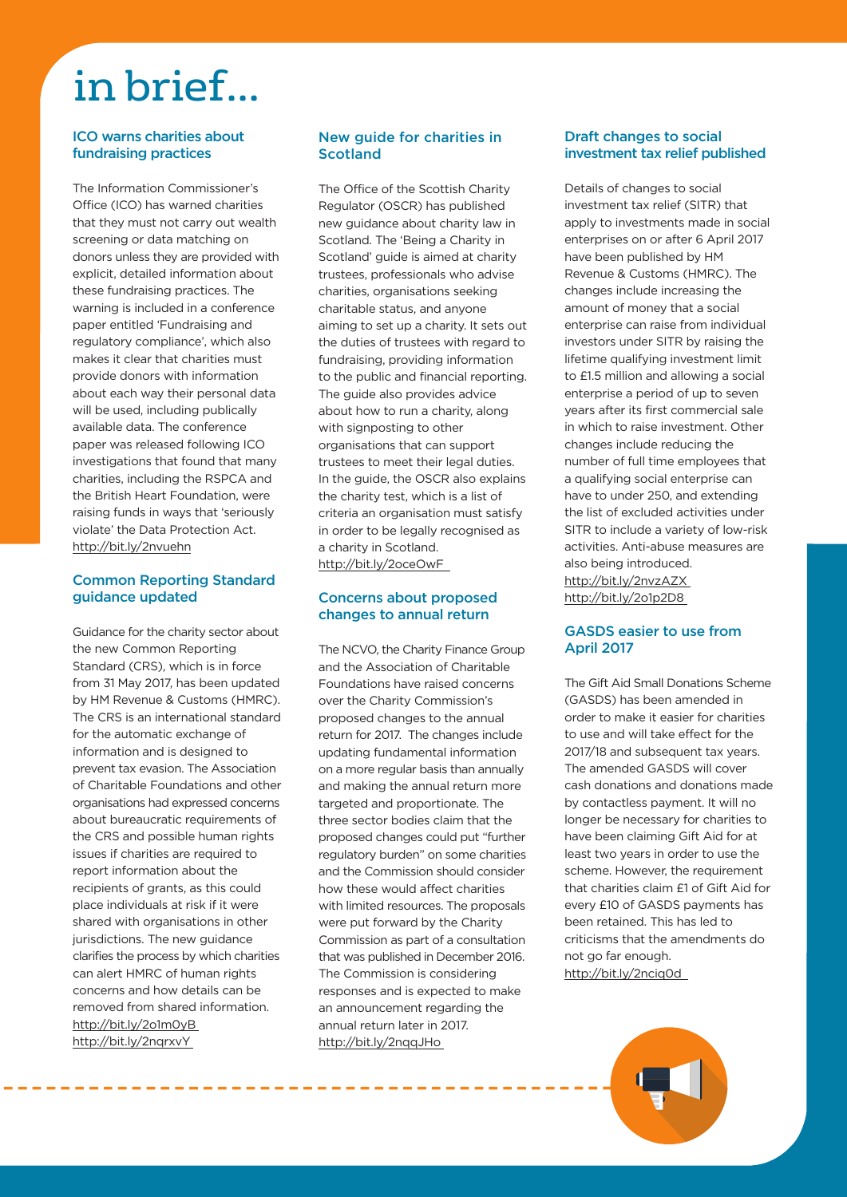# in brief...

## ICO warns charities about fundraising practices

The Information Commissioner's Office (ICO) has warned charities that they must not carry out wealth screening or data matching on donors unless they are provided with explicit, detailed information about these fundraising practices. The warning is included in a conference paper entitled 'Fundraising and regulatory compliance', which also makes it clear that charities must provide donors with information about each way their personal data will be used, including publically available data. The conference paper was released following ICO investigations that found that many charities, including the RSPCA and the British Heart Foundation, were raising funds in ways that 'seriously violate' the Data Protection Act.
http://bit.ly/2nvuehn

## Common Reporting Standard guidance updated

Guidance for the charity sector about the new Common Reporting Standard (CRS), which is in force from 31 May 2017, has been updated by HM Revenue & Customs (HMRC). The CRS is an international standard for the automatic exchange of information and is designed to prevent tax evasion. The Association of Charitable Foundations and other organisations had expressed concerns about bureaucratic requirements of the CRS and possible human rights issues if charities are required to report information about the recipients of grants, as this could place individuals at risk if it were shared with organisations in other jurisdictions. The new guidance clarifies the process by which charities can alert HMRC of human rights concerns and how details can be removed from shared information.
http://bit.ly/2o1m0yB
http://bit.ly/2nqrxvY

## New guide for charities in Scotland

The Office of the Scottish Charity Regulator (OSCR) has published new guidance about charity law in Scotland. The 'Being a Charity in Scotland' guide is aimed at charity trustees, professionals who advise charities, organisations seeking charitable status, and anyone aiming to set up a charity. It sets out the duties of trustees with regard to fundraising, providing information to the public and financial reporting. The guide also provides advice about how to run a charity, along with signposting to other organisations that can support trustees to meet their legal duties. In the guide, the OSCR also explains the charity test, which is a list of criteria an organisation must satisfy in order to be legally recognised as a charity in Scotland.
http://bit.ly/2oceOwF

## Concerns about proposed changes to annual return

The NCVO, the Charity Finance Group and the Association of Charitable Foundations have raised concerns over the Charity Commission's proposed changes to the annual return for 2017. The changes include updating fundamental information on a more regular basis than annually and making the annual return more targeted and proportionate. The three sector bodies claim that the proposed changes could put "further regulatory burden" on some charities and the Commission should consider how these would affect charities with limited resources. The proposals were put forward by the Charity Commission as part of a consultation that was published in December 2016. The Commission is considering responses and is expected to make an announcement regarding the annual return later in 2017.
http://bit.ly/2nqqJHo

## Draft changes to social investment tax relief published

Details of changes to social investment tax relief (SITR) that apply to investments made in social enterprises on or after 6 April 2017 have been published by HM Revenue & Customs (HMRC). The changes include increasing the amount of money that a social enterprise can raise from individual investors under SITR by raising the lifetime qualifying investment limit to £1.5 million and allowing a social enterprise a period of up to seven years after its first commercial sale in which to raise investment. Other changes include reducing the number of full time employees that a qualifying social enterprise can have to under 250, and extending the list of excluded activities under SITR to include a variety of low-risk activities. Anti-abuse measures are also being introduced.
http://bit.ly/2nvzAZX
http://bit.ly/2o1p2D8

## GASDS easier to use from April 2017

The Gift Aid Small Donations Scheme (GASDS) has been amended in order to make it easier for charities to use and will take effect for the 2017/18 and subsequent tax years. The amended GASDS will cover cash donations and donations made by contactless payment. It will no longer be necessary for charities to have been claiming Gift Aid for at least two years in order to use the scheme. However, the requirement that charities claim £1 of Gift Aid for every £10 of GASDS payments has been retained. This has led to criticisms that the amendments do not go far enough.
http://bit.ly/2nciq0d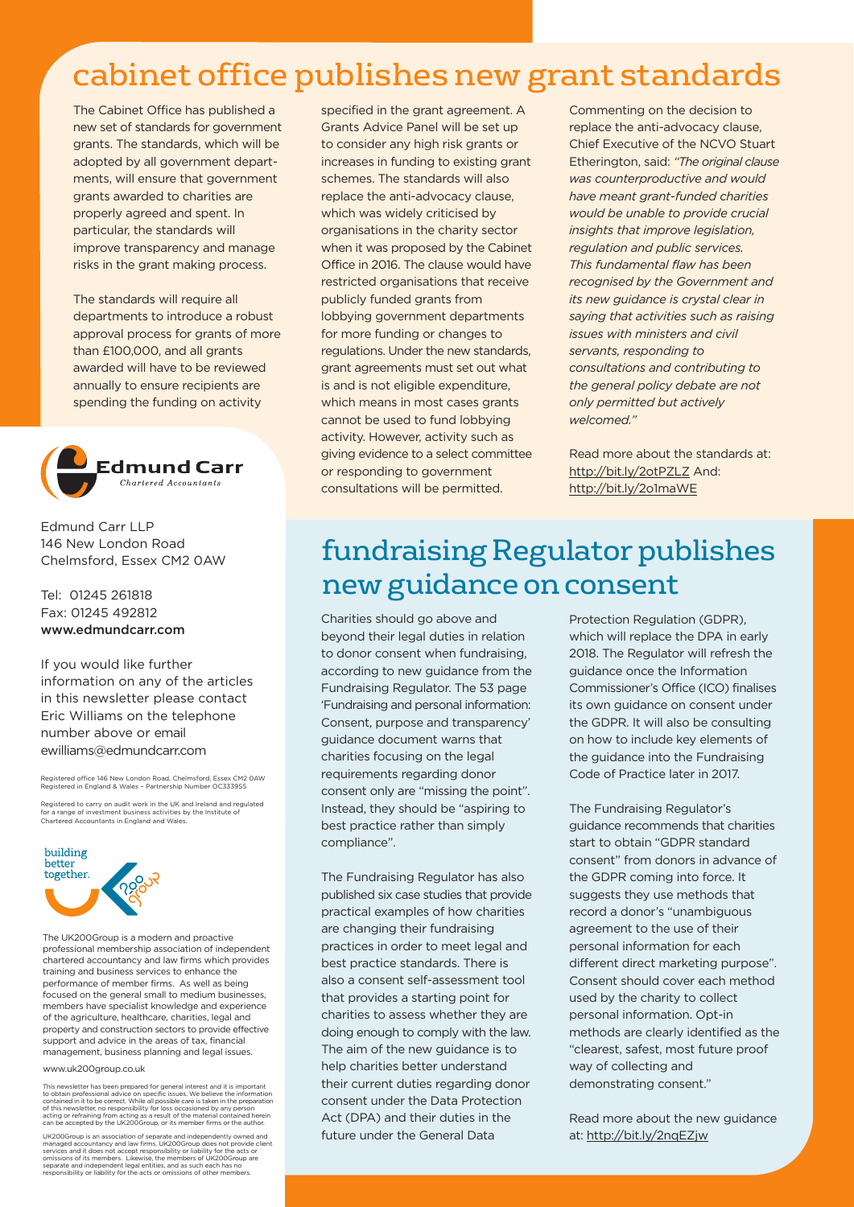# cabinet office publishes new grant standards

The Cabinet Office has published a new set of standards for government grants. The standards, which will be adopted by all government departments, will ensure that government grants awarded to charities are properly agreed and spent. In particular, the standards will improve transparency and manage risks in the grant making process.

The standards will require all departments to introduce a robust approval process for grants of more than £100,000, and all grants awarded will have to be reviewed annually to ensure recipients are spending the funding on activity specified in the grant agreement. A Grants Advice Panel will be set up to consider any high risk grants or increases in funding to existing grant schemes. The standards will also replace the anti-advocacy clause, which was widely criticised by organisations in the charity sector when it was proposed by the Cabinet Office in 2016. The clause would have restricted organisations that receive publicly funded grants from lobbying government departments for more funding or changes to regulations. Under the new standards, grant agreements must set out what is and is not eligible expenditure, which means in most cases grants cannot be used to fund lobbying activity. However, activity such as giving evidence to a select committee or responding to government consultations will be permitted.

Commenting on the decision to replace the anti-advocacy clause, Chief Executive of the NCVO Stuart Etherington, said: *"The original clause was counterproductive and would have meant grant-funded charities would be unable to provide crucial insights that improve legislation, regulation and public services. This fundamental flaw has been recognised by the Government and its new guidance is crystal clear in saying that activities such as raising issues with ministers and civil servants, responding to consultations and contributing to the general policy debate are not only permitted but actively welcomed."*

Read more about the standards at: http://bit.ly/2otPZLZ And: http://bit.ly/2o1maWE

**Edmund Carr**
*Chartered Accountants*

Edmund Carr LLP
146 New London Road
Chelmsford, Essex CM2 0AW

Tel: 01245 261818
Fax: 01245 492812
**www.edmundcarr.com**

If you would like further information on any of the articles in this newsletter please contact Eric Williams on the telephone number above or email ewilliams@edmundcarr.com

Registered office 146 New London Road, Chelmsford, Essex CM2 0AW
Registered in England & Wales – Partnership Number OC333955

Registered to carry on audit work in the UK and Ireland and regulated for a range of investment business activities by the Institute of Chartered Accountants in England and Wales.

building better together.

The UK200Group is a modern and proactive professional membership association of independent chartered accountancy and law firms which provides training and business services to enhance the performance of member firms. As well as being focused on the general small to medium businesses, members have specialist knowledge and experience of the agriculture, healthcare, charities, legal and property and construction sectors to provide effective support and advice in the areas of tax, financial management, business planning and legal issues.

www.uk200group.co.uk

This newsletter has been prepared for general interest and it is important to obtain professional advice on specific issues. We believe the information contained in it to be correct. While all possible care is taken in the preparation of this newsletter, no responsibility for loss occasioned by any person acting or refraining from acting as a result of the material contained herein can be accepted by the UK200Group, or its member firms or the author.

UK200Group is an association of separate and independently owned and managed accountancy and law firms. UK200Group does not provide client services and it does not accept responsibility or liability for the acts or omissions of its members. Likewise, the members of UK200Group are separate and independent legal entities, and as such each has no responsibility or liability for the acts or omissions of other members.

# fundraising Regulator publishes new guidance on consent

Charities should go above and beyond their legal duties in relation to donor consent when fundraising, according to new guidance from the Fundraising Regulator. The 53 page 'Fundraising and personal information: Consent, purpose and transparency' guidance document warns that charities focusing on the legal requirements regarding donor consent only are "missing the point". Instead, they should be "aspiring to best practice rather than simply compliance".

The Fundraising Regulator has also published six case studies that provide practical examples of how charities are changing their fundraising practices in order to meet legal and best practice standards. There is also a consent self-assessment tool that provides a starting point for charities to assess whether they are doing enough to comply with the law. The aim of the new guidance is to help charities better understand their current duties regarding donor consent under the Data Protection Act (DPA) and their duties in the future under the General Data Protection Regulation (GDPR), which will replace the DPA in early 2018. The Regulator will refresh the guidance once the Information Commissioner's Office (ICO) finalises its own guidance on consent under the GDPR. It will also be consulting on how to include key elements of the guidance into the Fundraising Code of Practice later in 2017.

The Fundraising Regulator's guidance recommends that charities start to obtain "GDPR standard consent" from donors in advance of the GDPR coming into force. It suggests they use methods that record a donor's "unambiguous agreement to the use of their personal information for each different direct marketing purpose". Consent should cover each method used by the charity to collect personal information. Opt-in methods are clearly identified as the "clearest, safest, most future proof way of collecting and demonstrating consent."

Read more about the new guidance at: http://bit.ly/2nqEZjw